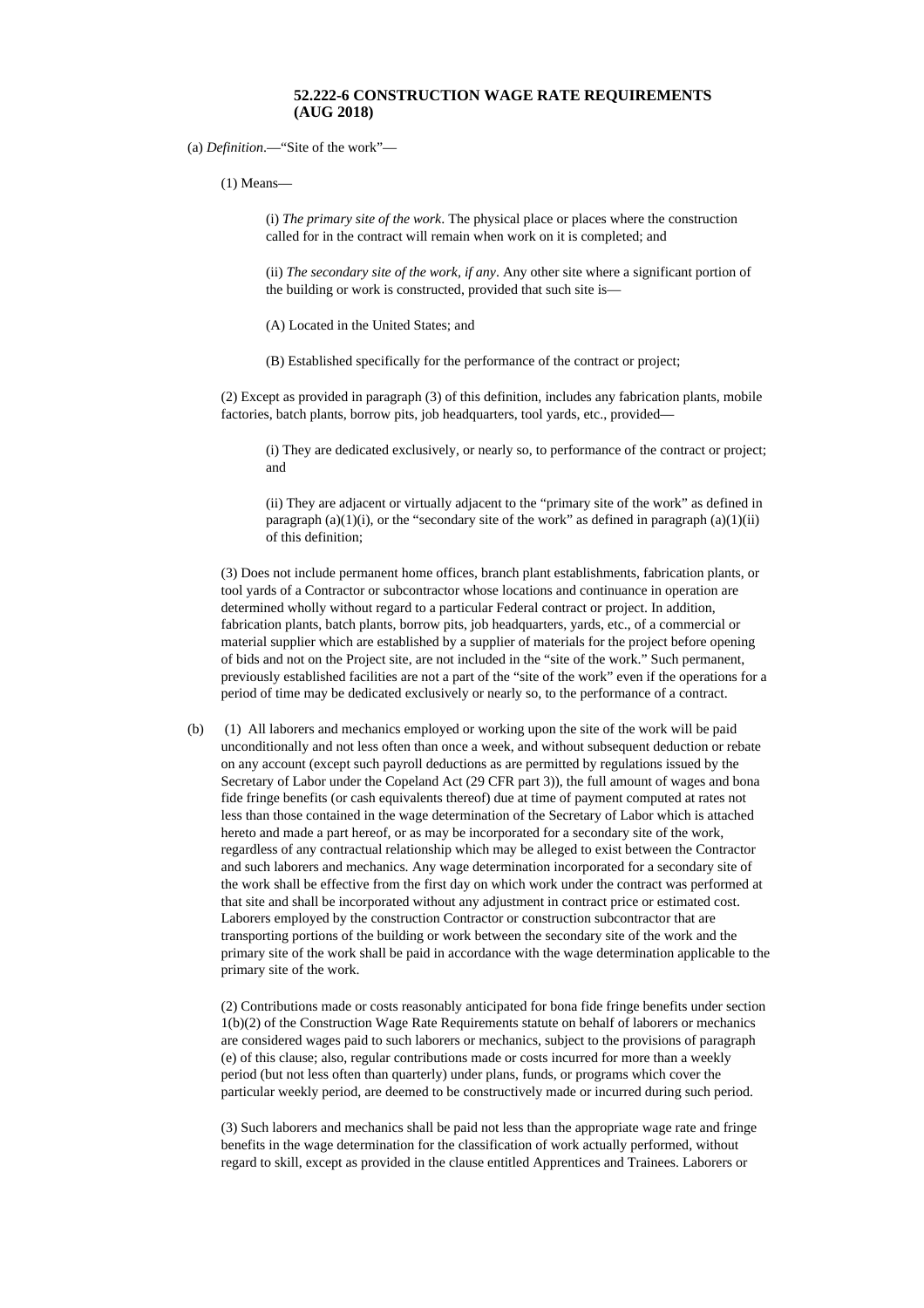### 52.222-6 CONSTRUCTION WAGE RATE REQUIREMENTS (AUG 2018)

(a) *Definition*.—"Site of the work"—

(1) Means—

(i) *The primary site of the work*. The physical place or places where the construction called for in the contract will remain when work on it is completed; and

(ii) *The secondary site of the work, if any*. Any other site where a significant portion of the building or work is constructed, provided that such site is—

(A) Located in the United States; and

(B) Established specifically for the performance of the contract or project;

(2) Except as provided in paragraph (3) of this definition, includes any fabrication plants, mobile factories, batch plants, borrow pits, job headquarters, tool yards, etc., provided—

(i) They are dedicated exclusively, or nearly so, to performance of the contract or project; and

(ii) They are adjacent or virtually adjacent to the "primary site of the work" as defined in paragraph (a)(1)(i), or the "secondary site of the work" as defined in paragraph (a)(1)(ii) of this definition;

(3) Does not include permanent home offices, branch plant establishments, fabrication plants, or tool yards of a Contractor or subcontractor whose locations and continuance in operation are determined wholly without regard to a particular Federal contract or project. In addition, fabrication plants, batch plants, borrow pits, job headquarters, yards, etc., of a commercial or material supplier which are established by a supplier of materials for the project before opening of bids and not on the Project site, are not included in the "site of the work." Such permanent, previously established facilities are not a part of the "site of the work" even if the operations for a period of time may be dedicated exclusively or nearly so, to the performance of a contract.

(b) (1) All laborers and mechanics employed or working upon the site of the work will be paid unconditionally and not less often than once a week, and without subsequent deduction or rebate on any account (except such payroll deductions as are permitted by regulations issued by the Secretary of Labor under the Copeland Act (29 CFR part 3)), the full amount of wages and bona fide fringe benefits (or cash equivalents thereof) due at time of payment computed at rates not less than those contained in the wage determination of the Secretary of Labor which is attached hereto and made a part hereof, or as may be incorporated for a secondary site of the work, regardless of any contractual relationship which may be alleged to exist between the Contractor and such laborers and mechanics. Any wage determination incorporated for a secondary site of the work shall be effective from the first day on which work under the contract was performed at that site and shall be incorporated without any adjustment in contract price or estimated cost. Laborers employed by the construction Contractor or construction subcontractor that are transporting portions of the building or work between the secondary site of the work and the primary site of the work shall be paid in accordance with the wage determination applicable to the primary site of the work.

(2) Contributions made or costs reasonably anticipated for bona fide fringe benefits under section 1(b)(2) of the Construction Wage Rate Requirements statute on behalf of laborers or mechanics are considered wages paid to such laborers or mechanics, subject to the provisions of paragraph (e) of this clause; also, regular contributions made or costs incurred for more than a weekly period (but not less often than quarterly) under plans, funds, or programs which cover the particular weekly period, are deemed to be constructively made or incurred during such period.

(3) Such laborers and mechanics shall be paid not less than the appropriate wage rate and fringe benefits in the wage determination for the classification of work actually performed, without regard to skill, except as provided in the clause entitled Apprentices and Trainees. Laborers or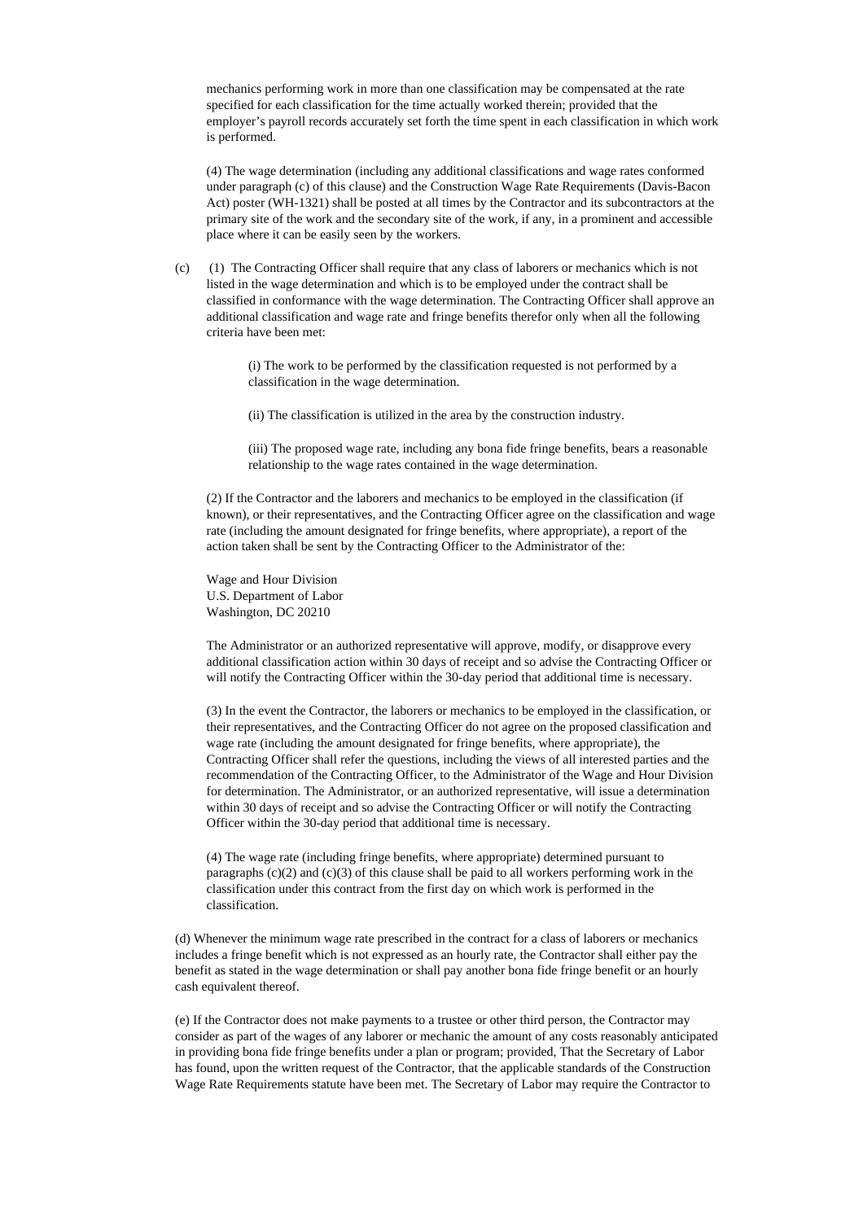mechanics performing work in more than one classification may be compensated at the rate specified for each classification for the time actually worked therein; provided that the employer's payroll records accurately set forth the time spent in each classification in which work is performed.

(4) The wage determination (including any additional classifications and wage rates conformed under paragraph (c) of this clause) and the Construction Wage Rate Requirements (Davis-Bacon Act) poster (WH-1321) shall be posted at all times by the Contractor and its subcontractors at the primary site of the work and the secondary site of the work, if any, in a prominent and accessible place where it can be easily seen by the workers.

(c) (1) The Contracting Officer shall require that any class of laborers or mechanics which is not listed in the wage determination and which is to be employed under the contract shall be classified in conformance with the wage determination. The Contracting Officer shall approve an additional classification and wage rate and fringe benefits therefor only when all the following criteria have been met:

(i) The work to be performed by the classification requested is not performed by a classification in the wage determination.

(ii) The classification is utilized in the area by the construction industry.

(iii) The proposed wage rate, including any bona fide fringe benefits, bears a reasonable relationship to the wage rates contained in the wage determination.

(2) If the Contractor and the laborers and mechanics to be employed in the classification (if known), or their representatives, and the Contracting Officer agree on the classification and wage rate (including the amount designated for fringe benefits, where appropriate), a report of the action taken shall be sent by the Contracting Officer to the Administrator of the:

Wage and Hour Division
U.S. Department of Labor
Washington, DC 20210

The Administrator or an authorized representative will approve, modify, or disapprove every additional classification action within 30 days of receipt and so advise the Contracting Officer or will notify the Contracting Officer within the 30-day period that additional time is necessary.

(3) In the event the Contractor, the laborers or mechanics to be employed in the classification, or their representatives, and the Contracting Officer do not agree on the proposed classification and wage rate (including the amount designated for fringe benefits, where appropriate), the Contracting Officer shall refer the questions, including the views of all interested parties and the recommendation of the Contracting Officer, to the Administrator of the Wage and Hour Division for determination. The Administrator, or an authorized representative, will issue a determination within 30 days of receipt and so advise the Contracting Officer or will notify the Contracting Officer within the 30-day period that additional time is necessary.

(4) The wage rate (including fringe benefits, where appropriate) determined pursuant to paragraphs (c)(2) and (c)(3) of this clause shall be paid to all workers performing work in the classification under this contract from the first day on which work is performed in the classification.

(d) Whenever the minimum wage rate prescribed in the contract for a class of laborers or mechanics includes a fringe benefit which is not expressed as an hourly rate, the Contractor shall either pay the benefit as stated in the wage determination or shall pay another bona fide fringe benefit or an hourly cash equivalent thereof.

(e) If the Contractor does not make payments to a trustee or other third person, the Contractor may consider as part of the wages of any laborer or mechanic the amount of any costs reasonably anticipated in providing bona fide fringe benefits under a plan or program; provided, That the Secretary of Labor has found, upon the written request of the Contractor, that the applicable standards of the Construction Wage Rate Requirements statute have been met. The Secretary of Labor may require the Contractor to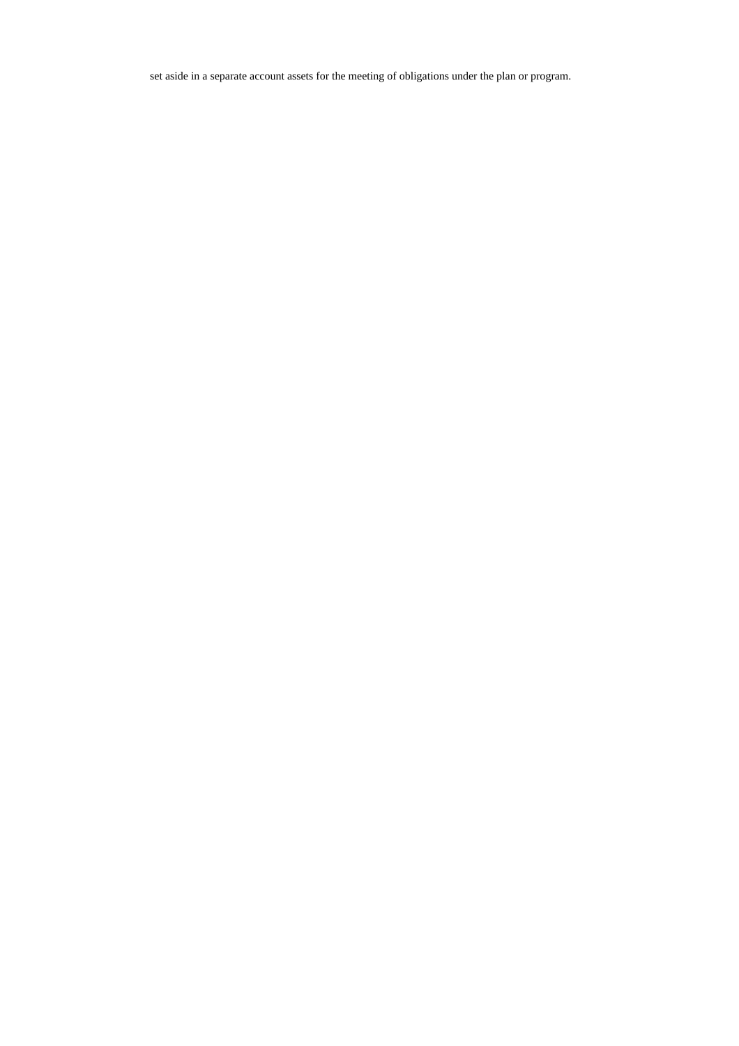set aside in a separate account assets for the meeting of obligations under the plan or program.